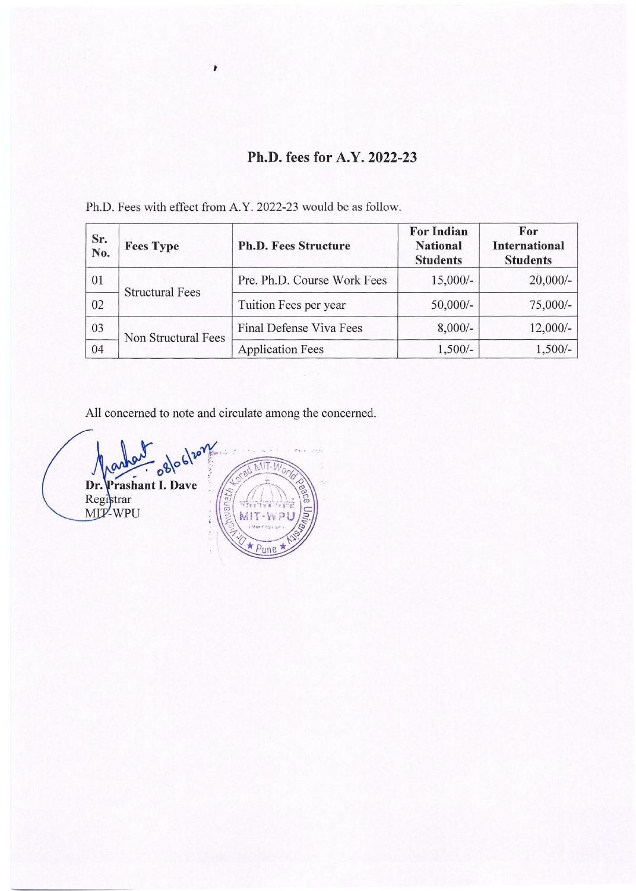## Ph.D. fees for A.Y. 2022-23

Ph.D. Fees with effect from A.Y. 2022-23 would be as follow.

| Sr. No. | Fees Type | Ph.D. Fees Structure | For Indian National Students | For International Students |
|---|---|---|---|---|
| 01 | Structural Fees | Pre. Ph.D. Course Work Fees | 15,000/- | 20,000/- |
| 02 | | Tuition Fees per year | 50,000/- | 75,000/- |
| 03 | Non Structural Fees | Final Defense Viva Fees | 8,000/- | 12,000/- |
| 04 | | Application Fees | 1,500/- | 1,500/- |

All concerned to note and circulate among the concerned.

08/06/2022

**Dr. Prashant I. Dave**
Registrar
MIT-WPU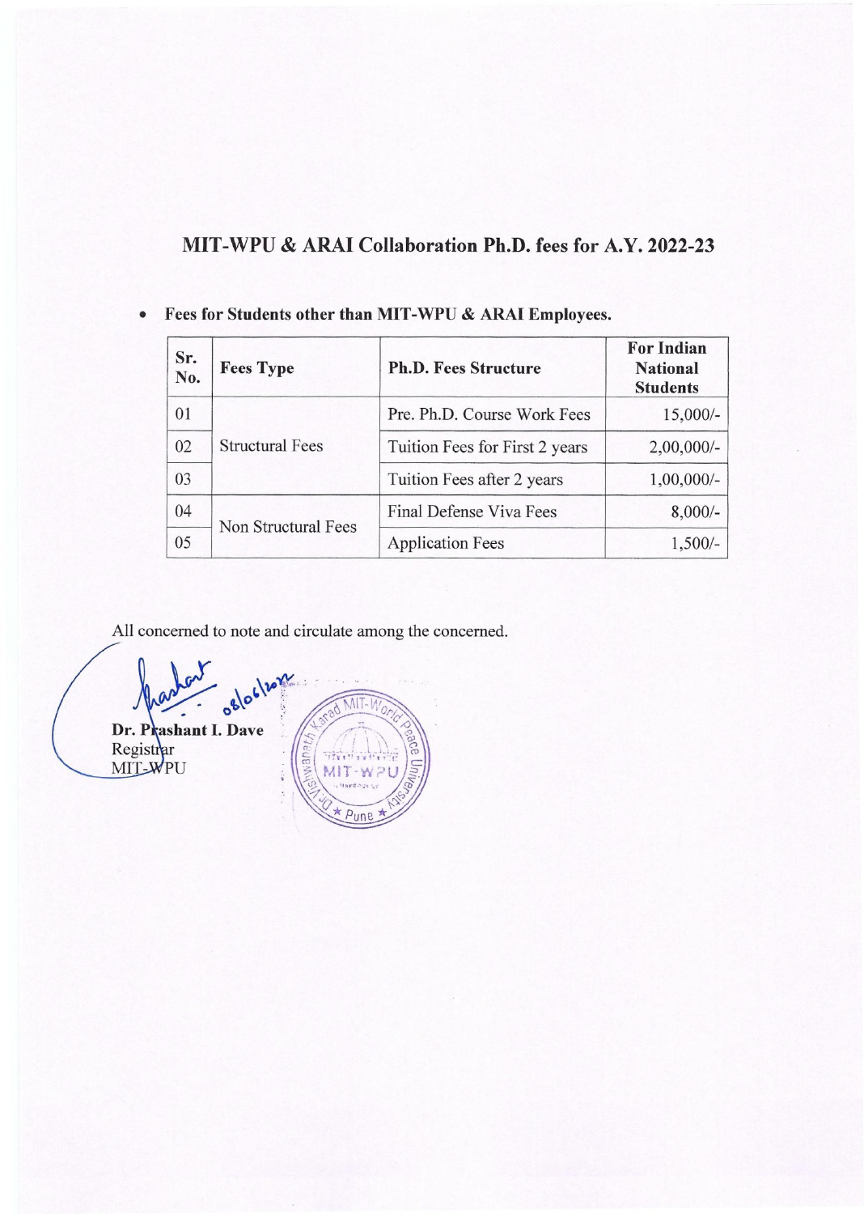## MIT-WPU & ARAI Collaboration Ph.D. fees for A.Y. 2022-23

- **Fees for Students other than MIT-WPU & ARAI Employees.**

| Sr. No. | Fees Type | Ph.D. Fees Structure | For Indian National Students |
|---|---|---|---|
| 01 | Structural Fees | Pre. Ph.D. Course Work Fees | 15,000/- |
| 02 | | Tuition Fees for First 2 years | 2,00,000/- |
| 03 | | Tuition Fees after 2 years | 1,00,000/- |
| 04 | Non Structural Fees | Final Defense Viva Fees | 8,000/- |
| 05 | | Application Fees | 1,500/- |

All concerned to note and circulate among the concerned.

08/06/2022

**Dr. Prashant I. Dave**
Registrar
MIT-WPU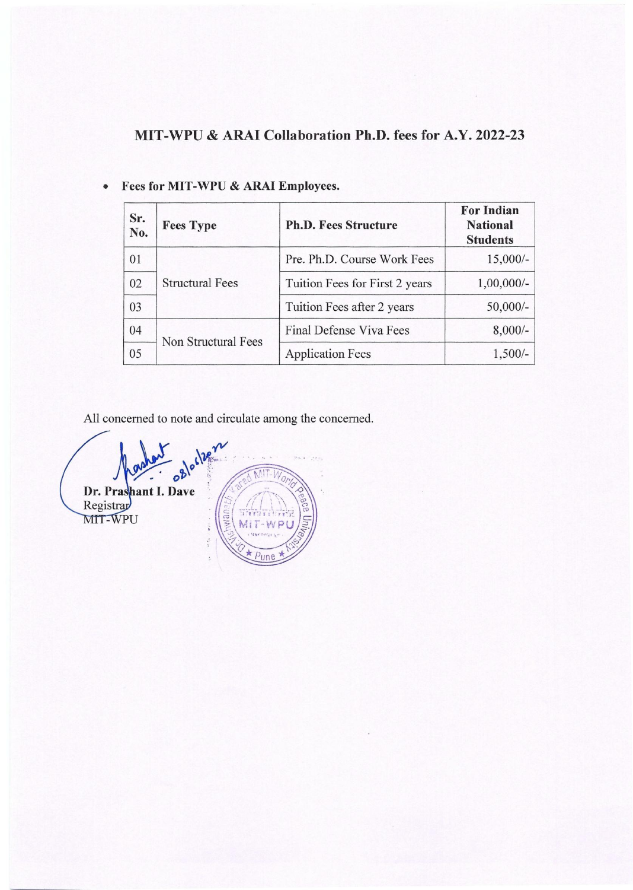## MIT-WPU & ARAI Collaboration Ph.D. fees for A.Y. 2022-23

- **Fees for MIT-WPU & ARAI Employees.**

| Sr. No. | Fees Type | Ph.D. Fees Structure | For Indian National Students |
|---|---|---|---|
| 01 | Structural Fees | Pre. Ph.D. Course Work Fees | 15,000/- |
| 02 | | Tuition Fees for First 2 years | 1,00,000/- |
| 03 | | Tuition Fees after 2 years | 50,000/- |
| 04 | Non Structural Fees | Final Defense Viva Fees | 8,000/- |
| 05 | | Application Fees | 1,500/- |

All concerned to note and circulate among the concerned.

08/06/2022

**Dr. Prashant I. Dave**
Registrar
MIT-WPU